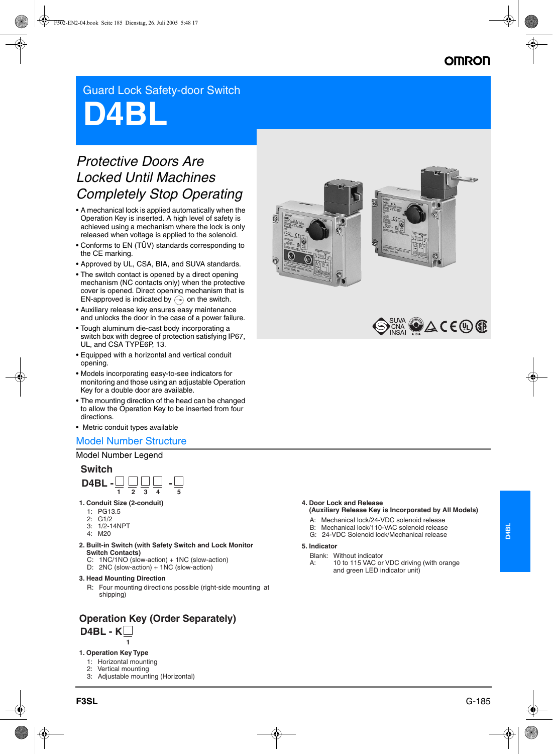Guard Lock Safety-door Switch

# D4BL

## *Protective Doors Are Locked Until Machines Completely Stop Operating*

- A mechanical lock is applied automatically when the Operation Key is inserted. A high level of safety is achieved using a mechanism where the lock is only released when voltage is applied to the solenoid.
- Conforms to EN (TÜV) standards corresponding to the CE marking.
- Approved by UL, CSA, BIA, and SUVA standards.
- The switch contact is opened by a direct opening mechanism (NC contacts only) when the protective cover is opened. Direct opening mechanism that is EN-approved is indicated by ⊖ on the switch.
- Auxiliary release key ensures easy maintenance and unlocks the door in the case of a power failure.
- Tough aluminum die-cast body incorporating a switch box with degree of protection satisfying IP67, UL, and CSA TYPE6P, 13.
- Equipped with a horizontal and vertical conduit opening.
- Models incorporating easy-to-see indicators for monitoring and those using an adjustable Operation Key for a double door are available.
- The mounting direction of the head can be changed to allow the Operation Key to be inserted from four directions.
- Metric conduit types available

## Model Number Structure

Model Number Legend

### Switch

**D4BL - □ □ □ □ - □**
1 2 3 4 5

**1. Conduit Size (2-conduit)**
1: PG13.5
2: G1/2
3: 1/2-14NPT
4: M20

**2. Built-in Switch (with Safety Switch and Lock Monitor Switch Contacts)**
C: 1NC/1NO (slow-action) + 1NC (slow-action)
D: 2NC (slow-action) + 1NC (slow-action)

**3. Head Mounting Direction**
R: Four mounting directions possible (right-side mounting at shipping)

**4. Door Lock and Release (Auxiliary Release Key is Incorporated by All Models)**
A: Mechanical lock/24-VDC solenoid release
B: Mechanical lock/110-VAC solenoid release
G: 24-VDC Solenoid lock/Mechanical release

**5. Indicator**
Blank: Without indicator
A: 10 to 115 VAC or VDC driving (with orange and green LED indicator unit)

### Operation Key (Order Separately)

**D4BL - K□**
1

**1. Operation Key Type**
1: Horizontal mounting
2: Vertical mounting
3: Adjustable mounting (Horizontal)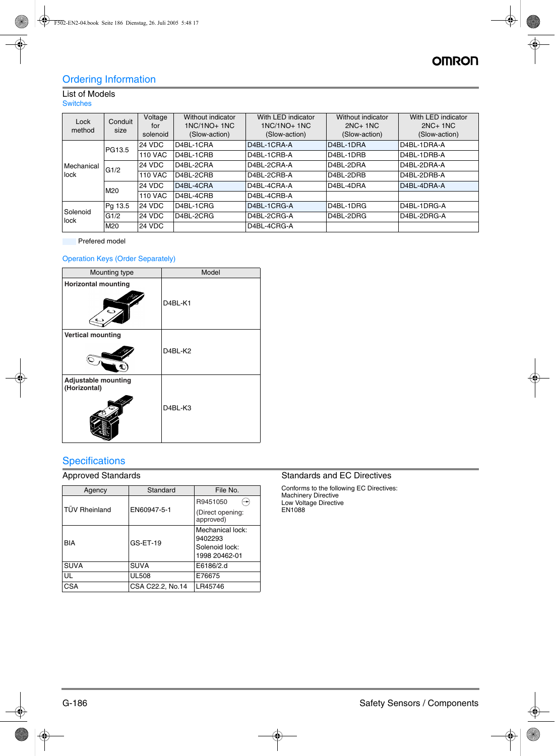# Ordering Information

## List of Models

### Switches

| Lock method | Conduit size | Voltage for solenoid | Without indicator 1NC/1NO+ 1NC (Slow-action) | With LED indicator 1NC/1NO+ 1NC (Slow-action) | Without indicator 2NC+ 1NC (Slow-action) | With LED indicator 2NC+ 1NC (Slow-action) |
|---|---|---|---|---|---|---|
| Mechanical lock | PG13.5 | 24 VDC | D4BL-1CRA | D4BL-1CRA-A | D4BL-1DRA | D4BL-1DRA-A |
| | | 110 VAC | D4BL-1CRB | D4BL-1CRB-A | D4BL-1DRB | D4BL-1DRB-A |
| | G1/2 | 24 VDC | D4BL-2CRA | D4BL-2CRA-A | D4BL-2DRA | D4BL-2DRA-A |
| | | 110 VAC | D4BL-2CRB | D4BL-2CRB-A | D4BL-2DRB | D4BL-2DRB-A |
| | M20 | 24 VDC | D4BL-4CRA | D4BL-4CRA-A | D4BL-4DRA | D4BL-4DRA-A |
| | | 110 VAC | D4BL-4CRB | D4BL-4CRB-A | | |
| Solenoid lock | Pg 13.5 | 24 VDC | D4BL-1CRG | D4BL-1CRG-A | D4BL-1DRG | D4BL-1DRG-A |
| | G1/2 | 24 VDC | D4BL-2CRG | D4BL-2CRG-A | D4BL-2DRG | D4BL-2DRG-A |
| | M20 | 24 VDC | | D4BL-4CRG-A | | |

Prefered model

### Operation Keys (Order Separately)

| Mounting type | Model |
|---|---|
| **Horizontal mounting** | D4BL-K1 |
| **Vertical mounting** | D4BL-K2 |
| **Adjustable mounting (Horizontal)** | D4BL-K3 |

# Specifications

## Approved Standards

| Agency | Standard | File No. |
|---|---|---|
| TÜV Rheinland | EN60947-5-1 | R9451050 (Direct opening: approved) |
| BIA | GS-ET-19 | Mechanical lock: 9402293 Solenoid lock: 1998 20462-01 |
| SUVA | SUVA | E6186/2.d |
| UL | UL508 | E76675 |
| CSA | CSA C22.2, No.14 | LR45746 |

## Standards and EC Directives

Conforms to the following EC Directives:
Machinery Directive
Low Voltage Directive
EN1088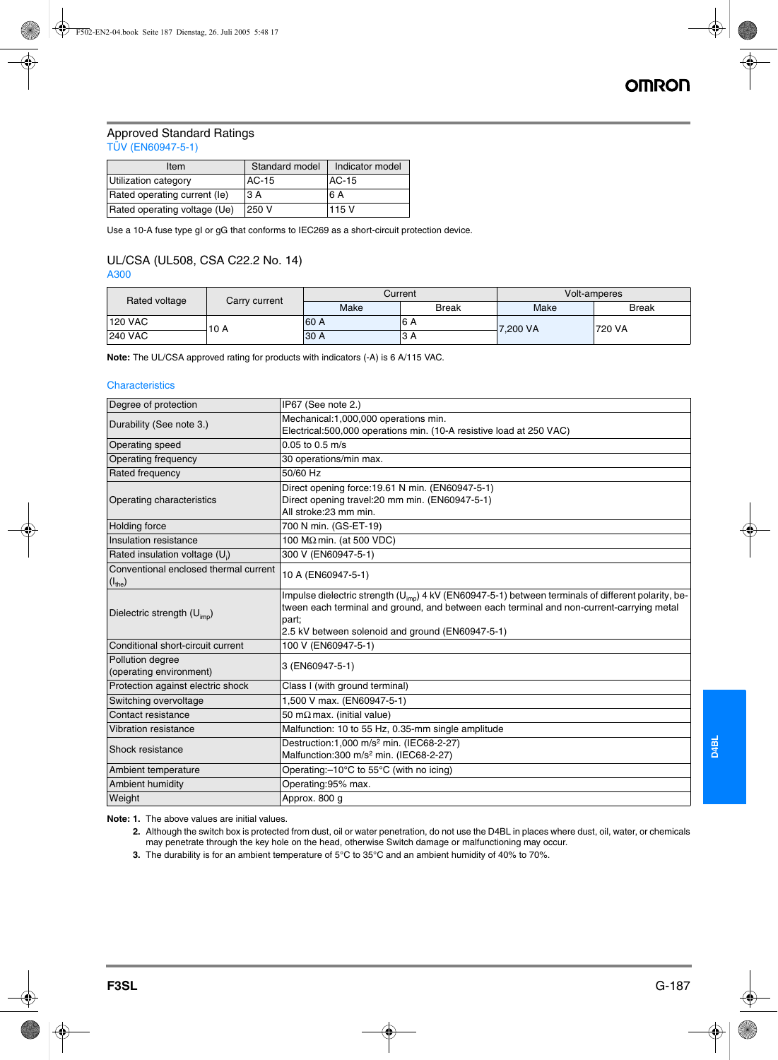## Approved Standard Ratings

### TÜV (EN60947-5-1)

| Item | Standard model | Indicator model |
|---|---|---|
| Utilization category | AC-15 | AC-15 |
| Rated operating current (Ie) | 3 A | 6 A |
| Rated operating voltage (Ue) | 250 V | 115 V |

Use a 10-A fuse type gI or gG that conforms to IEC269 as a short-circuit protection device.

## UL/CSA (UL508, CSA C22.2 No. 14)

### A300

| Rated voltage | Carry current | Current | | Volt-amperes | |
|---|---|---|---|---|---|
| | | Make | Break | Make | Break |
| 120 VAC | 10 A | 60 A | 6 A | 7,200 VA | 720 VA |
| 240 VAC | | 30 A | 3 A | | |

**Note:** The UL/CSA approved rating for products with indicators (-A) is 6 A/115 VAC.

### Characteristics

| | |
|---|---|
| Degree of protection | IP67 (See note 2.) |
| Durability (See note 3.) | Mechanical:1,000,000 operations min.<br>Electrical:500,000 operations min. (10-A resistive load at 250 VAC) |
| Operating speed | 0.05 to 0.5 m/s |
| Operating frequency | 30 operations/min max. |
| Rated frequency | 50/60 Hz |
| Operating characteristics | Direct opening force:19.61 N min. (EN60947-5-1)<br>Direct opening travel:20 mm min. (EN60947-5-1)<br>All stroke:23 mm min. |
| Holding force | 700 N min. (GS-ET-19) |
| Insulation resistance | 100 MΩ min. (at 500 VDC) |
| Rated insulation voltage ($U_i$) | 300 V (EN60947-5-1) |
| Conventional enclosed thermal current ($I_{the}$) | 10 A (EN60947-5-1) |
| Dielectric strength ($U_{imp}$) | Impulse dielectric strength ($U_{imp}$) 4 kV (EN60947-5-1) between terminals of different polarity, between each terminal and ground, and between each terminal and non-current-carrying metal part;<br>2.5 kV between solenoid and ground (EN60947-5-1) |
| Conditional short-circuit current | 100 V (EN60947-5-1) |
| Pollution degree (operating environment) | 3 (EN60947-5-1) |
| Protection against electric shock | Class I (with ground terminal) |
| Switching overvoltage | 1,500 V max. (EN60947-5-1) |
| Contact resistance | 50 mΩ max. (initial value) |
| Vibration resistance | Malfunction: 10 to 55 Hz, 0.35-mm single amplitude |
| Shock resistance | Destruction:1,000 $m/s^2$ min. (IEC68-2-27)<br>Malfunction:300 $m/s^2$ min. (IEC68-2-27) |
| Ambient temperature | Operating:–10°C to 55°C (with no icing) |
| Ambient humidity | Operating:95% max. |
| Weight | Approx. 800 g |

**Note:**
1. The above values are initial values.
2. Although the switch box is protected from dust, oil or water penetration, do not use the D4BL in places where dust, oil, water, or chemicals may penetrate through the key hole on the head, otherwise Switch damage or malfunctioning may occur.
3. The durability is for an ambient temperature of 5°C to 35°C and an ambient humidity of 40% to 70%.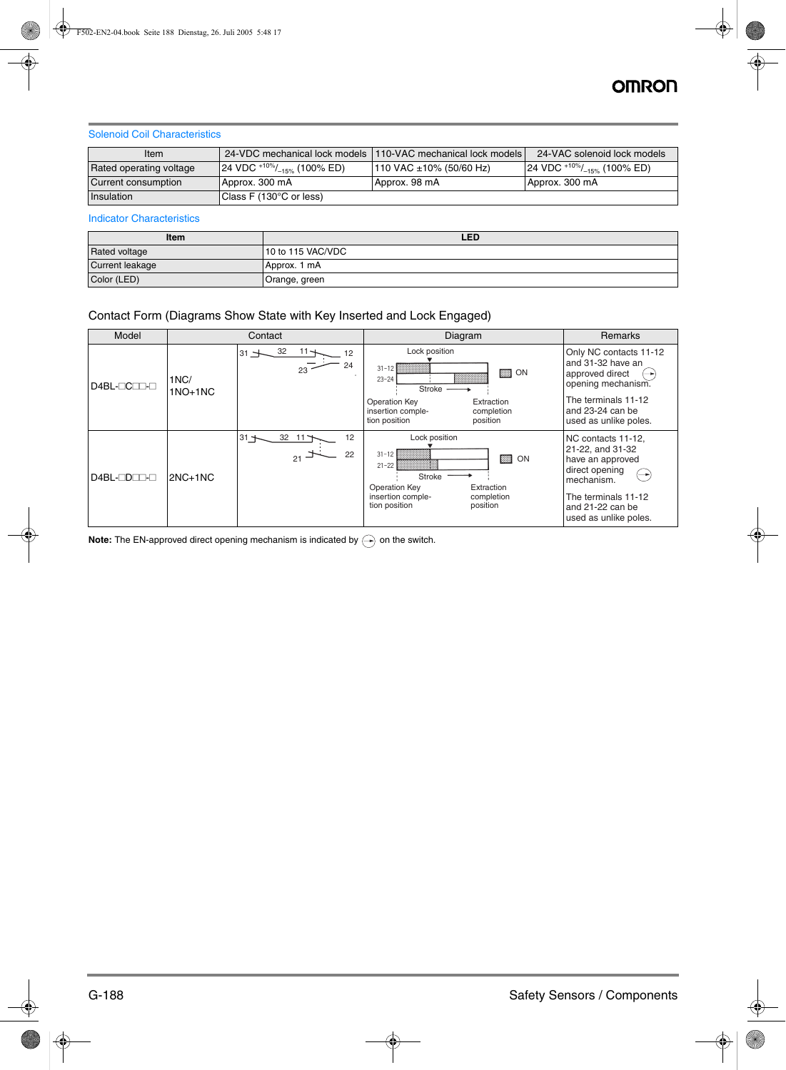## Solenoid Coil Characteristics

| Item | 24-VDC mechanical lock models | 110-VAC mechanical lock models | 24-VAC solenoid lock models |
|---|---|---|---|
| Rated operating voltage | 24 VDC $^{+10\%}/_{-15\%}$ (100% ED) | 110 VAC ±10% (50/60 Hz) | 24 VDC $^{+10\%}/_{-15\%}$ (100% ED) |
| Current consumption | Approx. 300 mA | Approx. 98 mA | Approx. 300 mA |
| Insulation | Class F (130°C or less) | | |

## Indicator Characteristics

| Item | LED |
|---|---|
| Rated voltage | 10 to 115 VAC/VDC |
| Current leakage | Approx. 1 mA |
| Color (LED) | Orange, green |

## Contact Form (Diagrams Show State with Key Inserted and Lock Engaged)

| Model | Contact | | Diagram | Remarks |
|---|---|---|---|---|
| D4BL-□C□□-□ | 1NC/ 1NO+1NC | 31 32 11 12 23 24 | Lock position 31–12 23–24 ON Stroke Operation Key insertion completion position Extraction completion position | Only NC contacts 11-12 and 31-32 have an approved direct opening mechanism. The terminals 11-12 and 23-24 can be used as unlike poles. |
| D4BL-□D□□-□ | 2NC+1NC | 31 32 11 12 21 22 | Lock position 31–12 21–22 ON Stroke Operation Key insertion completion position Extraction completion position | NC contacts 11-12, 21-22, and 31-32 have an approved direct opening mechanism. The terminals 11-12 and 21-22 can be used as unlike poles. |

**Note:** The EN-approved direct opening mechanism is indicated by ⊖ on the switch.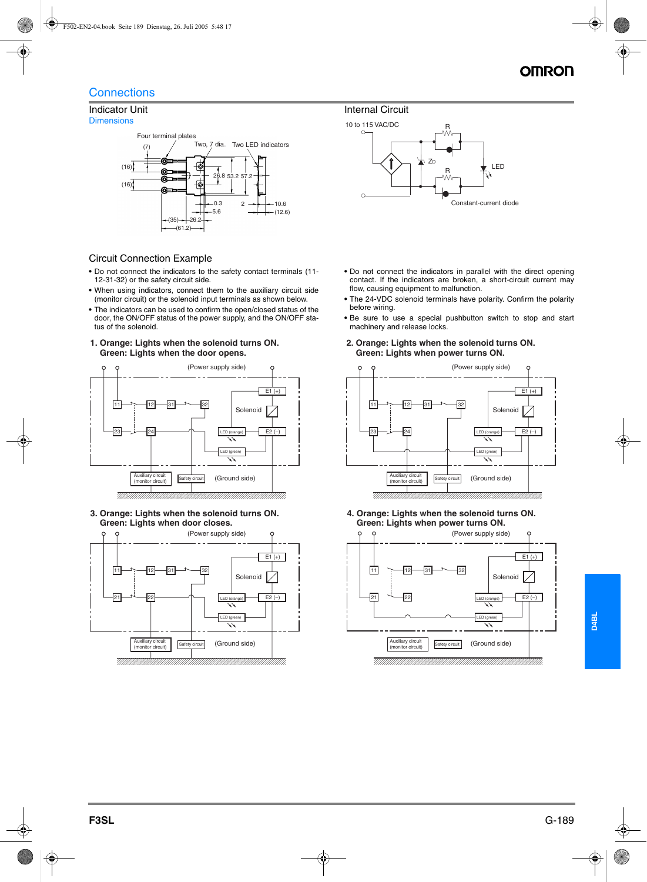## Connections

### Indicator Unit

#### Dimensions

Four terminal plates
Two, 7 dia.
Two LED indicators
(7)
(16)
(16)
26.8
53.2
57.2
0.3
5.6
2
10.6
(12.6)
(35)
26.2
(61.2)

### Internal Circuit

10 to 115 VAC/DC
R
ZD
R
LED
Constant-current diode

### Circuit Connection Example

- Do not connect the indicators to the safety contact terminals (11-12-31-32) or the safety circuit side.
- When using indicators, connect them to the auxiliary circuit side (monitor circuit) or the solenoid input terminals as shown below.
- The indicators can be used to confirm the open/closed status of the door, the ON/OFF status of the power supply, and the ON/OFF status of the solenoid.
- Do not connect the indicators in parallel with the direct opening contact. If the indicators are broken, a short-circuit current may flow, causing equipment to malfunction.
- The 24-VDC solenoid terminals have polarity. Confirm the polarity before wiring.
- Be sure to use a special pushbutton switch to stop and start machinery and release locks.

**1. Orange: Lights when the solenoid turns ON.
Green: Lights when the door opens.**

(Power supply side)
E1 (+)
11 12 31 32
Solenoid
23 24
LED (orange)
E2 (–)
LED (green)
Auxiliary circuit (monitor circuit)
Safety circuit
(Ground side)

**2. Orange: Lights when the solenoid turns ON.
Green: Lights when power turns ON.**

(Power supply side)
E1 (+)
11 12 31 32
Solenoid
23 24
LED (orange)
E2 (–)
LED (green)
Auxiliary circuit (monitor circuit)
Safety circuit
(Ground side)

**3. Orange: Lights when the solenoid turns ON.
Green: Lights when door closes.**

(Power supply side)
E1 (+)
11 12 31 32
Solenoid
21 22
LED (orange)
E2 (–)
LED (green)
Auxiliary circuit (monitor circuit)
Safety circuit
(Ground side)

**4. Orange: Lights when the solenoid turns ON.
Green: Lights when power turns ON.**

(Power supply side)
E1 (+)
11 12 31 32
Solenoid
21 22
LED (orange)
E2 (–)
LED (green)
Auxiliary circuit (monitor circuit)
Safety circuit
(Ground side)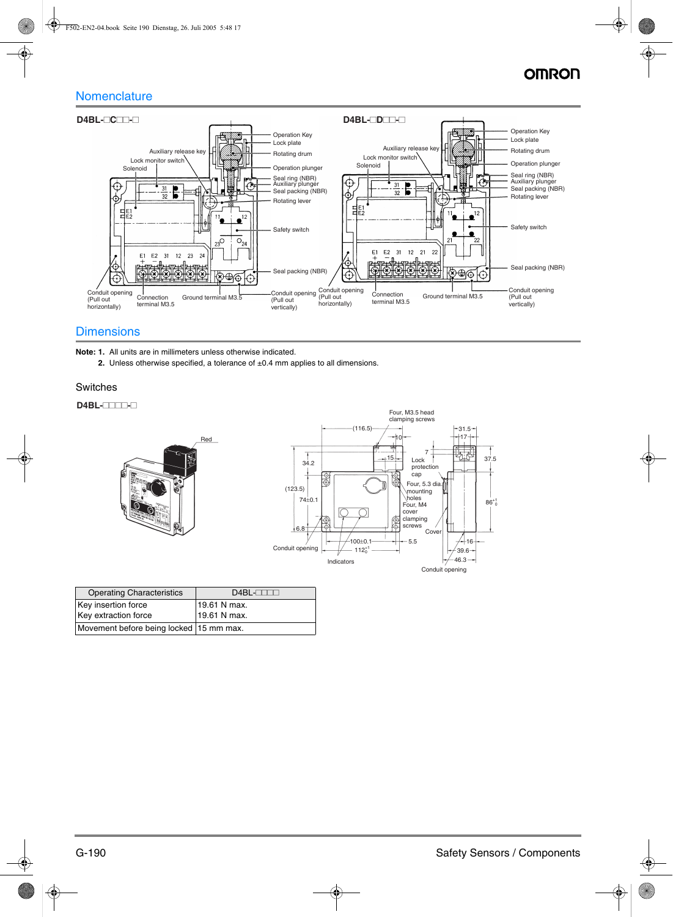## Nomenclature

**D4BL-□C□□-□**

Operation Key
Lock plate
Auxiliary release key
Rotating drum
Lock monitor switch
Solenoid
Operation plunger
Seal ring (NBR)
Auxiliary plunger
Seal packing (NBR)
Rotating lever
E1
E2
31
32
11
12
23
24
Safety switch
E1 E2 31 12 23 24
Seal packing (NBR)
Conduit opening (Pull out horizontally)
Connection terminal M3.5
Ground terminal M3.5
Conduit opening (Pull out vertically)

**D4BL-□D□□-□**

Operation Key
Lock plate
Auxiliary release key
Rotating drum
Lock monitor switch
Solenoid
Operation plunger
Seal ring (NBR)
Auxiliary plunger
Seal packing (NBR)
Rotating lever
E1
E2
31
32
11
12
21
22
Safety switch
E1 E2 31 12 21 22
Seal packing (NBR)
Conduit opening (Pull out horizontally)
Connection terminal M3.5
Ground terminal M3.5
Conduit opening (Pull out vertically)

## Dimensions

**Note: 1.** All units are in millimeters unless otherwise indicated.

**2.** Unless otherwise specified, a tolerance of ±0.4 mm applies to all dimensions.

### Switches

**D4BL-□□□□-□**

Red

Four, M3.5 head clamping screws
(116.5)
10
15
34.2
7
Lock protection cap
31.5
17
37.5
(123.5)
74±0.1
Four, 5.3 dia. mounting holes
Four, M4 cover clamping screws
$86^{+1}_{0}$
6.8
Conduit opening
$100\pm0.1$
$112^{+1}_{0}$
5.5
Indicators
Cover
16
39.6
46.3
Conduit opening

| Operating Characteristics | D4BL-□□□□ |
|---|---|
| Key insertion force<br>Key extraction force | 19.61 N max.<br>19.61 N max. |
| Movement before being locked | 15 mm max. |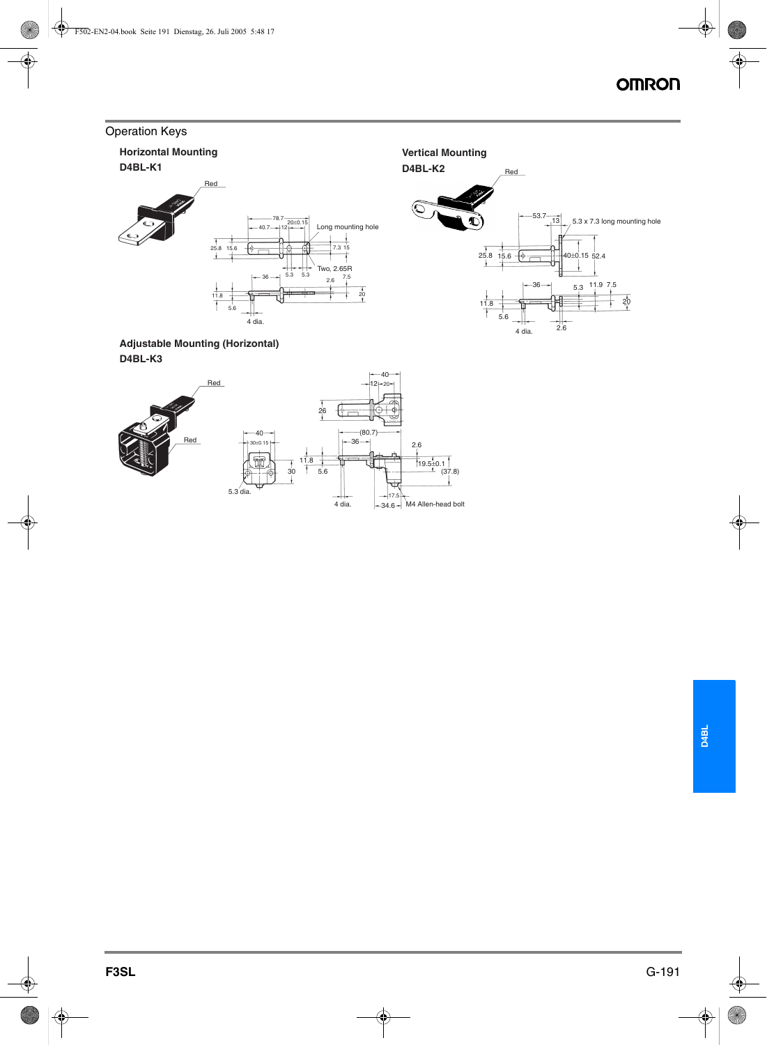## Operation Keys

### Horizontal Mounting

**D4BL-K1**

Red

78.7
40.7
12
20±0.15
Long mounting hole
25.8
15.6
7.3
15
Two, 2.65R
36
5.3
5.3
2.6
7.5
11.8
20
5.6
4 dia.

### Vertical Mounting

**D4BL-K2**

Red

53.7
13
5.3 x 7.3 long mounting hole
25.8
15.6
40±0.15
52.4
36
5.3
11.9
7.5
11.8
20
5.6
4 dia.
2.6

### Adjustable Mounting (Horizontal)

**D4BL-K3**

Red

Red

40
12
20
26
40
30±0.15
(80.7)
36
2.6
11.8
5.6
19.5±0.1
(37.8)
30
5.3 dia.
17.5
4 dia.
34.6
M4 Allen-head bolt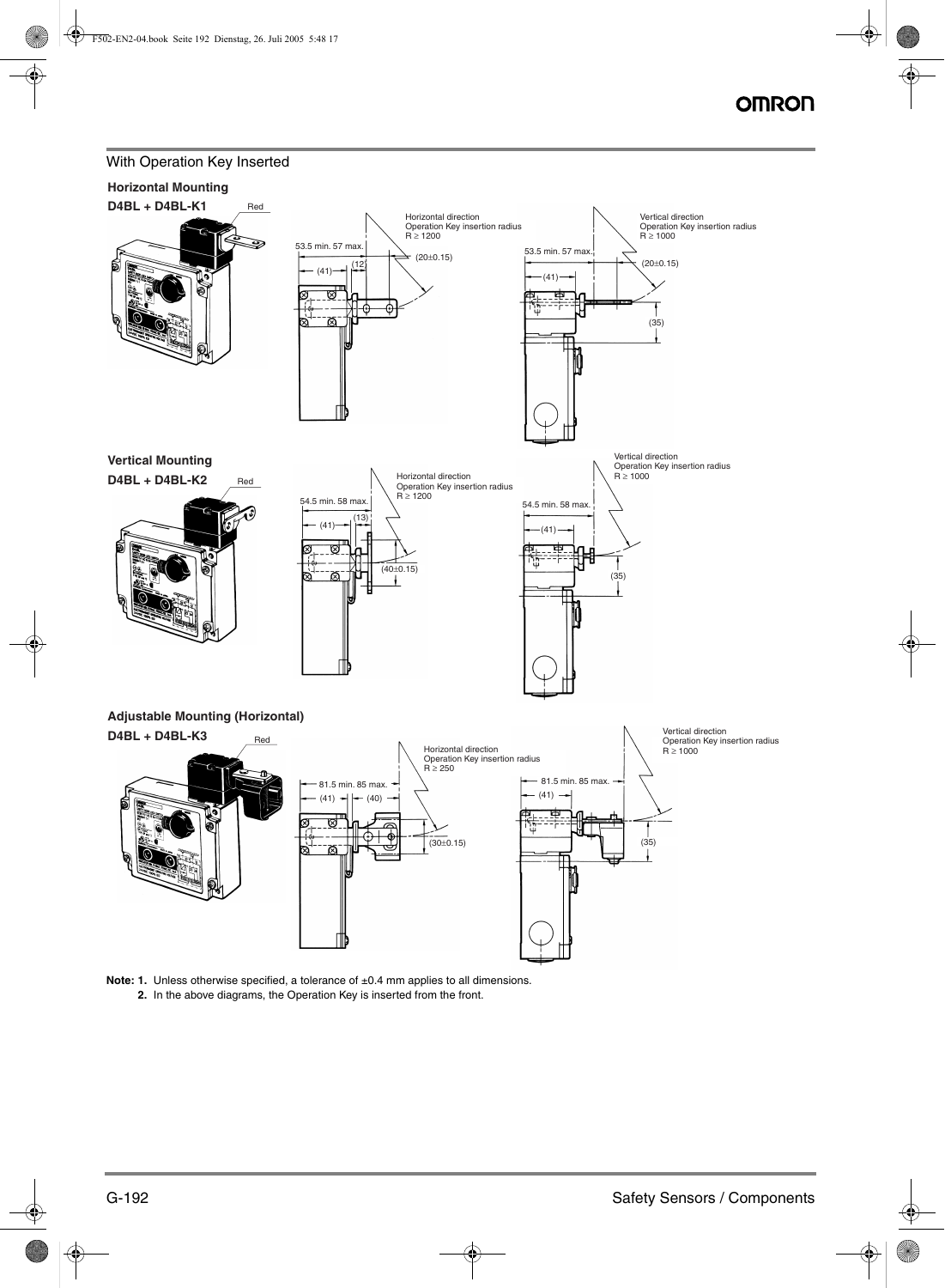## With Operation Key Inserted

### Horizontal Mounting

**D4BL + D4BL-K1**

Red

Horizontal direction
Operation Key insertion radius
R ≥ 1200

53.5 min. 57 max.

(12)

(20±0.15)

(41)

Vertical direction
Operation Key insertion radius
R ≥ 1000

53.5 min. 57 max.

(20±0.15)

(41)

(35)

### Vertical Mounting

**D4BL + D4BL-K2**

Red

Horizontal direction
Operation Key insertion radius
R ≥ 1200

54.5 min. 58 max.

(13)

(41)

(40±0.15)

Vertical direction
Operation Key insertion radius
R ≥ 1000

54.5 min. 58 max.

(41)

(35)

### Adjustable Mounting (Horizontal)

**D4BL + D4BL-K3**

Red

Horizontal direction
Operation Key insertion radius
R ≥ 250

81.5 min. 85 max.

(41)

(40)

(30±0.15)

Vertical direction
Operation Key insertion radius
R ≥ 1000

81.5 min. 85 max.

(41)

(35)

**Note: 1.** Unless otherwise specified, a tolerance of ±0.4 mm applies to all dimensions.

**2.** In the above diagrams, the Operation Key is inserted from the front.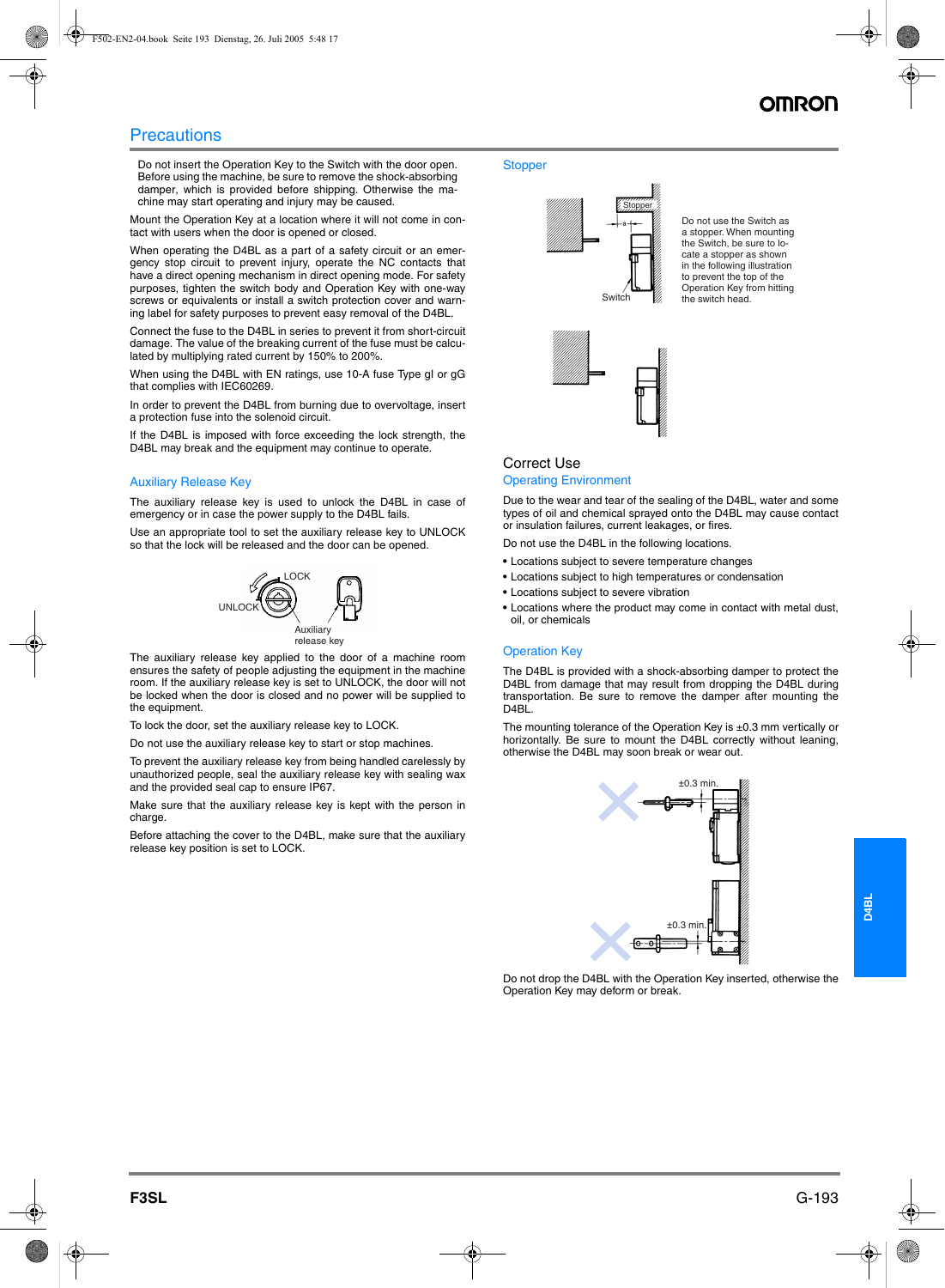# Precautions

Do not insert the Operation Key to the Switch with the door open. Before using the machine, be sure to remove the shock-absorbing damper, which is provided before shipping. Otherwise the machine may start operating and injury may be caused.

Mount the Operation Key at a location where it will not come in contact with users when the door is opened or closed.

When operating the D4BL as a part of a safety circuit or an emergency stop circuit to prevent injury, operate the NC contacts that have a direct opening mechanism in direct opening mode. For safety purposes, tighten the switch body and Operation Key with one-way screws or equivalents or install a switch protection cover and warning label for safety purposes to prevent easy removal of the D4BL.

Connect the fuse to the D4BL in series to prevent it from short-circuit damage. The value of the breaking current of the fuse must be calculated by multiplying rated current by 150% to 200%.

When using the D4BL with EN ratings, use 10-A fuse Type gI or gG that complies with IEC60269.

In order to prevent the D4BL from burning due to overvoltage, insert a protection fuse into the solenoid circuit.

If the D4BL is imposed with force exceeding the lock strength, the D4BL may break and the equipment may continue to operate.

## Auxiliary Release Key

The auxiliary release key is used to unlock the D4BL in case of emergency or in case the power supply to the D4BL fails.

Use an appropriate tool to set the auxiliary release key to UNLOCK so that the lock will be released and the door can be opened.

LOCK
UNLOCK
Auxiliary release key

The auxiliary release key applied to the door of a machine room ensures the safety of people adjusting the equipment in the machine room. If the auxiliary release key is set to UNLOCK, the door will not be locked when the door is closed and no power will be supplied to the equipment.

To lock the door, set the auxiliary release key to LOCK.

Do not use the auxiliary release key to start or stop machines.

To prevent the auxiliary release key from being handled carelessly by unauthorized people, seal the auxiliary release key with sealing wax and the provided seal cap to ensure IP67.

Make sure that the auxiliary release key is kept with the person in charge.

Before attaching the cover to the D4BL, make sure that the auxiliary release key position is set to LOCK.

## Stopper

Stopper
a
Switch

Do not use the Switch as a stopper. When mounting the Switch, be sure to locate a stopper as shown in the following illustration to prevent the top of the Operation Key from hitting the switch head.

# Correct Use

## Operating Environment

Due to the wear and tear of the sealing of the D4BL, water and some types of oil and chemical sprayed onto the D4BL may cause contact or insulation failures, current leakages, or fires.

Do not use the D4BL in the following locations.

- Locations subject to severe temperature changes
- Locations subject to high temperatures or condensation
- Locations subject to severe vibration
- Locations where the product may come in contact with metal dust, oil, or chemicals

## Operation Key

The D4BL is provided with a shock-absorbing damper to protect the D4BL from damage that may result from dropping the D4BL during transportation. Be sure to remove the damper after mounting the D4BL.

The mounting tolerance of the Operation Key is ±0.3 mm vertically or horizontally. Be sure to mount the D4BL correctly without leaning, otherwise the D4BL may soon break or wear out.

±0.3 min.
±0.3 min.

Do not drop the D4BL with the Operation Key inserted, otherwise the Operation Key may deform or break.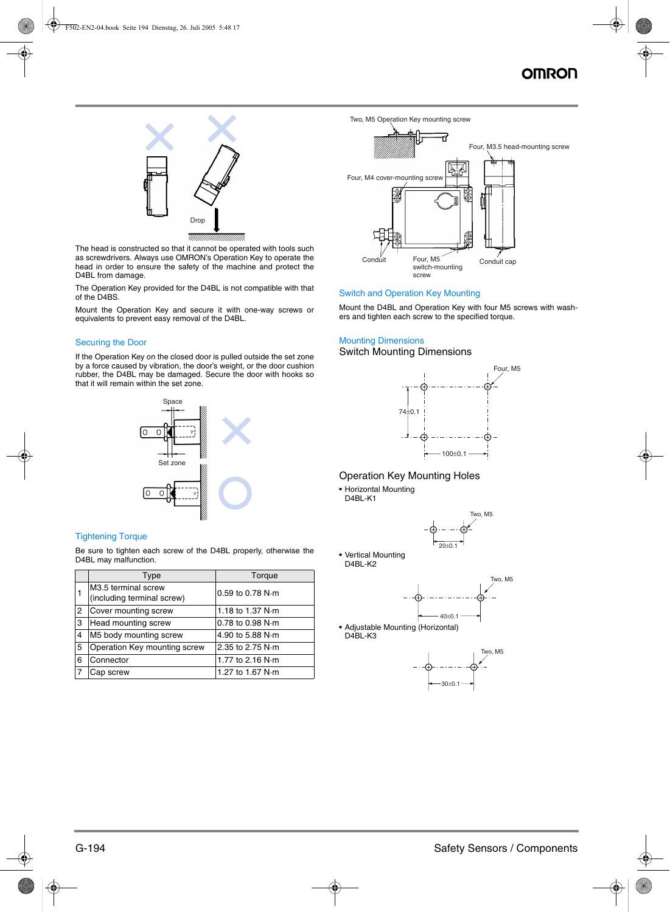Drop

The head is constructed so that it cannot be operated with tools such as screwdrivers. Always use OMRON's Operation Key to operate the head in order to ensure the safety of the machine and protect the D4BL from damage.

The Operation Key provided for the D4BL is not compatible with that of the D4BS.

Mount the Operation Key and secure it with one-way screws or equivalents to prevent easy removal of the D4BL.

## Securing the Door

If the Operation Key on the closed door is pulled outside the set zone by a force caused by vibration, the door's weight, or the door cushion rubber, the D4BL may be damaged. Secure the door with hooks so that it will remain within the set zone.

Space

Set zone

## Tightening Torque

Be sure to tighten each screw of the D4BL properly, otherwise the D4BL may malfunction.

| | Type | Torque |
|---|---|---|
| 1 | M3.5 terminal screw (including terminal screw) | 0.59 to 0.78 N·m |
| 2 | Cover mounting screw | 1.18 to 1.37 N·m |
| 3 | Head mounting screw | 0.78 to 0.98 N·m |
| 4 | M5 body mounting screw | 4.90 to 5.88 N·m |
| 5 | Operation Key mounting screw | 2.35 to 2.75 N·m |
| 6 | Connector | 1.77 to 2.16 N·m |
| 7 | Cap screw | 1.27 to 1.67 N·m |

Two, M5 Operation Key mounting screw

Four, M3.5 head-mounting screw

Four, M4 cover-mounting screw

Conduit

Four, M5 switch-mounting screw

Conduit cap

## Switch and Operation Key Mounting

Mount the D4BL and Operation Key with four M5 screws with washers and tighten each screw to the specified torque.

## Mounting Dimensions

### Switch Mounting Dimensions

Four, M5

74±0.1

100±0.1

### Operation Key Mounting Holes

- Horizontal Mounting
  D4BL-K1

Two, M5

20±0.1

- Vertical Mounting
  D4BL-K2

Two, M5

40±0.1

- Adjustable Mounting (Horizontal)
  D4BL-K3

Two, M5

30±0.1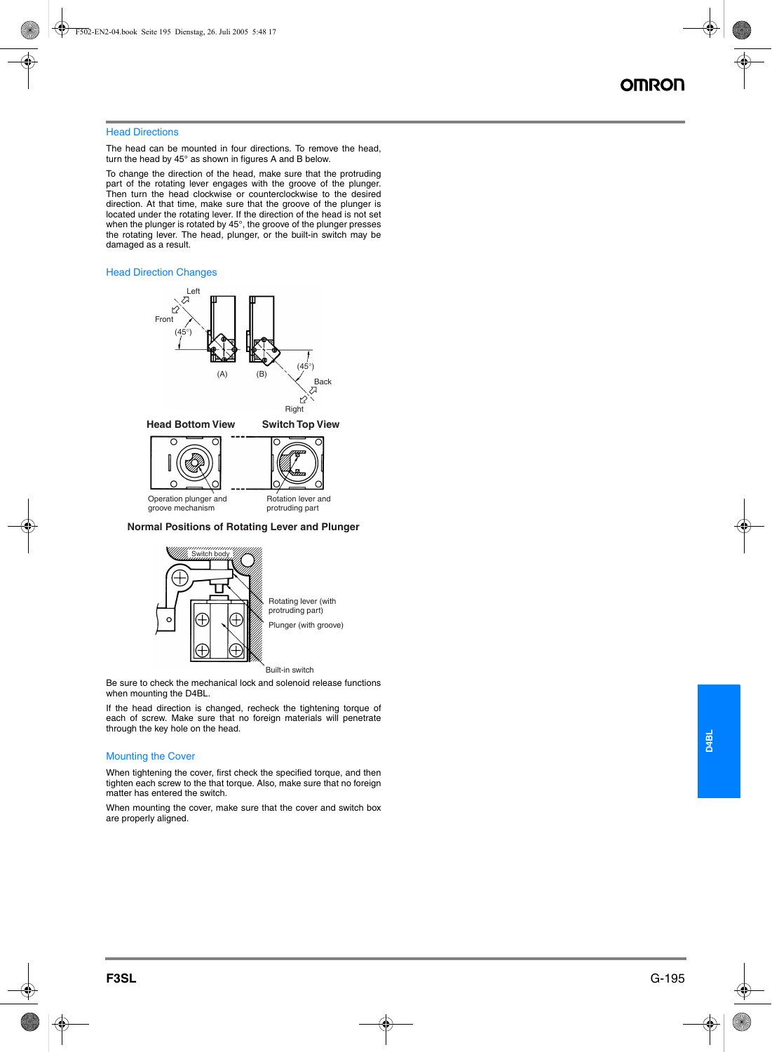## Head Directions

The head can be mounted in four directions. To remove the head, turn the head by 45° as shown in figures A and B below.

To change the direction of the head, make sure that the protruding part of the rotating lever engages with the groove of the plunger. Then turn the head clockwise or counterclockwise to the desired direction. At that time, make sure that the groove of the plunger is located under the rotating lever. If the direction of the head is not set when the plunger is rotated by 45°, the groove of the plunger presses the rotating lever. The head, plunger, or the built-in switch may be damaged as a result.

## Head Direction Changes

Left
Front
(45°)
(A)
(B)
(45°)
Back
Right

**Head Bottom View** **Switch Top View**

Operation plunger and groove mechanism
Rotation lever and protruding part

**Normal Positions of Rotating Lever and Plunger**

Switch body
Rotating lever (with protruding part)
Plunger (with groove)
Built-in switch

Be sure to check the mechanical lock and solenoid release functions when mounting the D4BL.

If the head direction is changed, recheck the tightening torque of each of screw. Make sure that no foreign materials will penetrate through the key hole on the head.

## Mounting the Cover

When tightening the cover, first check the specified torque, and then tighten each screw to the that torque. Also, make sure that no foreign matter has entered the switch.

When mounting the cover, make sure that the cover and switch box are properly aligned.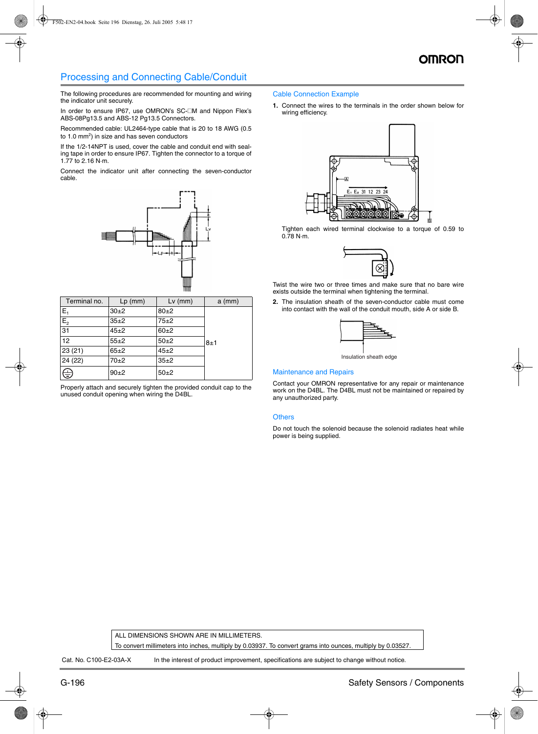## Processing and Connecting Cable/Conduit

The following procedures are recommended for mounting and wiring the indicator unit securely.

In order to ensure IP67, use OMRON's SC-□M and Nippon Flex's ABS-08Pg13.5 and ABS-12 Pg13.5 Connectors.

Recommended cable: UL2464-type cable that is 20 to 18 AWG (0.5 to 1.0 mm[2]) in size and has seven conductors

If the 1/2-14NPT is used, cover the cable and conduit end with sealing tape in order to ensure IP67. Tighten the connector to a torque of 1.77 to 2.16 N·m.

Connect the indicator unit after connecting the seven-conductor cable.

a

Lv

Lp

a

| Terminal no. | Lp (mm) | Lv (mm) | a (mm) |
|---|---|---|---|
| $E_1$ | 30±2 | 80±2 | 8±1 |
| $E_2$ | 35±2 | 75±2 | |
| 31 | 45±2 | 60±2 | |
| 12 | 55±2 | 50±2 | |
| 23 (21) | 65±2 | 45±2 | |
| 24 (22) | 70±2 | 35±2 | |
| ⏚ | 90±2 | 50±2 | |

Properly attach and securely tighten the provided conduit cap to the unused conduit opening when wiring the D4BL.

### Cable Connection Example

1. Connect the wires to the terminals in the order shown below for wiring efficiency.

A

$E_1$ $E_2$ 31 12 23 24

B

Tighten each wired terminal clockwise to a torque of 0.59 to 0.78 N·m.

Twist the wire two or three times and make sure that no bare wire exists outside the terminal when tightening the terminal.

2. The insulation sheath of the seven-conductor cable must come into contact with the wall of the conduit mouth, side A or side B.

Insulation sheath edge

### Maintenance and Repairs

Contact your OMRON representative for any repair or maintenance work on the D4BL. The D4BL must not be maintained or repaired by any unauthorized party.

### Others

Do not touch the solenoid because the solenoid radiates heat while power is being supplied.

ALL DIMENSIONS SHOWN ARE IN MILLIMETERS.
To convert millimeters into inches, multiply by 0.03937. To convert grams into ounces, multiply by 0.03527.

Cat. No. C100-E2-03A-X In the interest of product improvement, specifications are subject to change without notice.